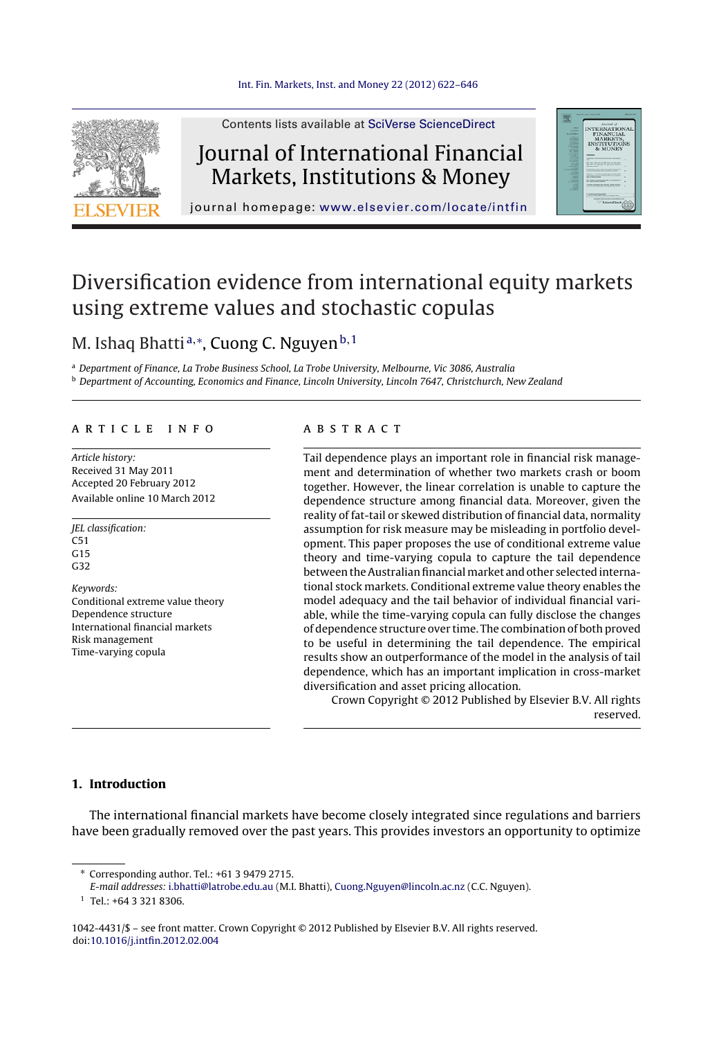# Diversification evidence from international equity markets using extreme values and stochastic copulas

M. Ishaq Bhatti [a,*], Cuong C. Nguyen [b,1]

[a] Department of Finance, La Trobe Business School, La Trobe University, Melbourne, Vic 3086, Australia

[b] Department of Accounting, Economics and Finance, Lincoln University, Lincoln 7647, Christchurch, New Zealand

## ARTICLE INFO

*Article history:*
Received 31 May 2011
Accepted 20 February 2012
Available online 10 March 2012

*JEL classification:*
C51
G15
G32

*Keywords:*
Conditional extreme value theory
Dependence structure
International financial markets
Risk management
Time-varying copula

## ABSTRACT

Tail dependence plays an important role in financial risk management and determination of whether two markets crash or boom together. However, the linear correlation is unable to capture the dependence structure among financial data. Moreover, given the reality of fat-tail or skewed distribution of financial data, normality assumption for risk measure may be misleading in portfolio development. This paper proposes the use of conditional extreme value theory and time-varying copula to capture the tail dependence between the Australian financial market and other selected international stock markets. Conditional extreme value theory enables the model adequacy and the tail behavior of individual financial variable, while the time-varying copula can fully disclose the changes of dependence structure over time. The combination of both proved to be useful in determining the tail dependence. The empirical results show an outperformance of the model in the analysis of tail dependence, which has an important implication in cross-market diversification and asset pricing allocation.

Crown Copyright © 2012 Published by Elsevier B.V. All rights reserved.

## 1. Introduction

The international financial markets have become closely integrated since regulations and barriers have been gradually removed over the past years. This provides investors an opportunity to optimize

---

* Corresponding author. Tel.: +61 3 9479 2715.
*E-mail addresses:* i.bhatti@latrobe.edu.au (M.I. Bhatti), Cuong.Nguyen@lincoln.ac.nz (C.C. Nguyen).

[1] Tel.: +64 3 321 8306.

1042-4431/$ – see front matter. Crown Copyright © 2012 Published by Elsevier B.V. All rights reserved.
doi:10.1016/j.intfin.2012.02.004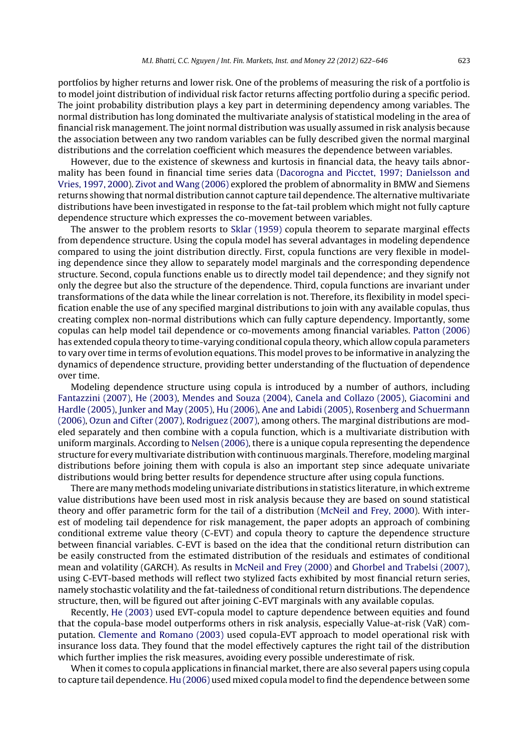portfolios by higher returns and lower risk. One of the problems of measuring the risk of a portfolio is to model joint distribution of individual risk factor returns affecting portfolio during a specific period. The joint probability distribution plays a key part in determining dependency among variables. The normal distribution has long dominated the multivariate analysis of statistical modeling in the area of financial risk management. The joint normal distribution was usually assumed in risk analysis because the association between any two random variables can be fully described given the normal marginal distributions and the correlation coefficient which measures the dependence between variables.

However, due to the existence of skewness and kurtosis in financial data, the heavy tails abnormality has been found in financial time series data (Dacorogna and Picctet, 1997; Danielsson and Vries, 1997, 2000). Zivot and Wang (2006) explored the problem of abnormality in BMW and Siemens returns showing that normal distribution cannot capture tail dependence. The alternative multivariate distributions have been investigated in response to the fat-tail problem which might not fully capture dependence structure which expresses the co-movement between variables.

The answer to the problem resorts to Sklar (1959) copula theorem to separate marginal effects from dependence structure. Using the copula model has several advantages in modeling dependence compared to using the joint distribution directly. First, copula functions are very flexible in modeling dependence since they allow to separately model marginals and the corresponding dependence structure. Second, copula functions enable us to directly model tail dependence; and they signify not only the degree but also the structure of the dependence. Third, copula functions are invariant under transformations of the data while the linear correlation is not. Therefore, its flexibility in model specification enable the use of any specified marginal distributions to join with any available copulas, thus creating complex non-normal distributions which can fully capture dependency. Importantly, some copulas can help model tail dependence or co-movements among financial variables. Patton (2006) has extended copula theory to time-varying conditional copula theory, which allow copula parameters to vary over time in terms of evolution equations. This model proves to be informative in analyzing the dynamics of dependence structure, providing better understanding of the fluctuation of dependence over time.

Modeling dependence structure using copula is introduced by a number of authors, including Fantazzini (2007), He (2003), Mendes and Souza (2004), Canela and Collazo (2005), Giacomini and Hardle (2005), Junker and May (2005), Hu (2006), Ane and Labidi (2005), Rosenberg and Schuermann (2006), Ozun and Cifter (2007), Rodriguez (2007), among others. The marginal distributions are modeled separately and then combine with a copula function, which is a multivariate distribution with uniform marginals. According to Nelsen (2006), there is a unique copula representing the dependence structure for every multivariate distribution with continuous marginals. Therefore, modeling marginal distributions before joining them with copula is also an important step since adequate univariate distributions would bring better results for dependence structure after using copula functions.

There are many methods modeling univariate distributions in statistics literature, in which extreme value distributions have been used most in risk analysis because they are based on sound statistical theory and offer parametric form for the tail of a distribution (McNeil and Frey, 2000). With interest of modeling tail dependence for risk management, the paper adopts an approach of combining conditional extreme value theory (C-EVT) and copula theory to capture the dependence structure between financial variables. C-EVT is based on the idea that the conditional return distribution can be easily constructed from the estimated distribution of the residuals and estimates of conditional mean and volatility (GARCH). As results in McNeil and Frey (2000) and Ghorbel and Trabelsi (2007), using C-EVT-based methods will reflect two stylized facts exhibited by most financial return series, namely stochastic volatility and the fat-tailedness of conditional return distributions. The dependence structure, then, will be figured out after joining C-EVT marginals with any available copulas.

Recently, He (2003) used EVT-copula model to capture dependence between equities and found that the copula-base model outperforms others in risk analysis, especially Value-at-risk (VaR) computation. Clemente and Romano (2003) used copula-EVT approach to model operational risk with insurance loss data. They found that the model effectively captures the right tail of the distribution which further implies the risk measures, avoiding every possible underestimate of risk.

When it comes to copula applications in financial market, there are also several papers using copula to capture tail dependence. Hu (2006) used mixed copula model to find the dependence between some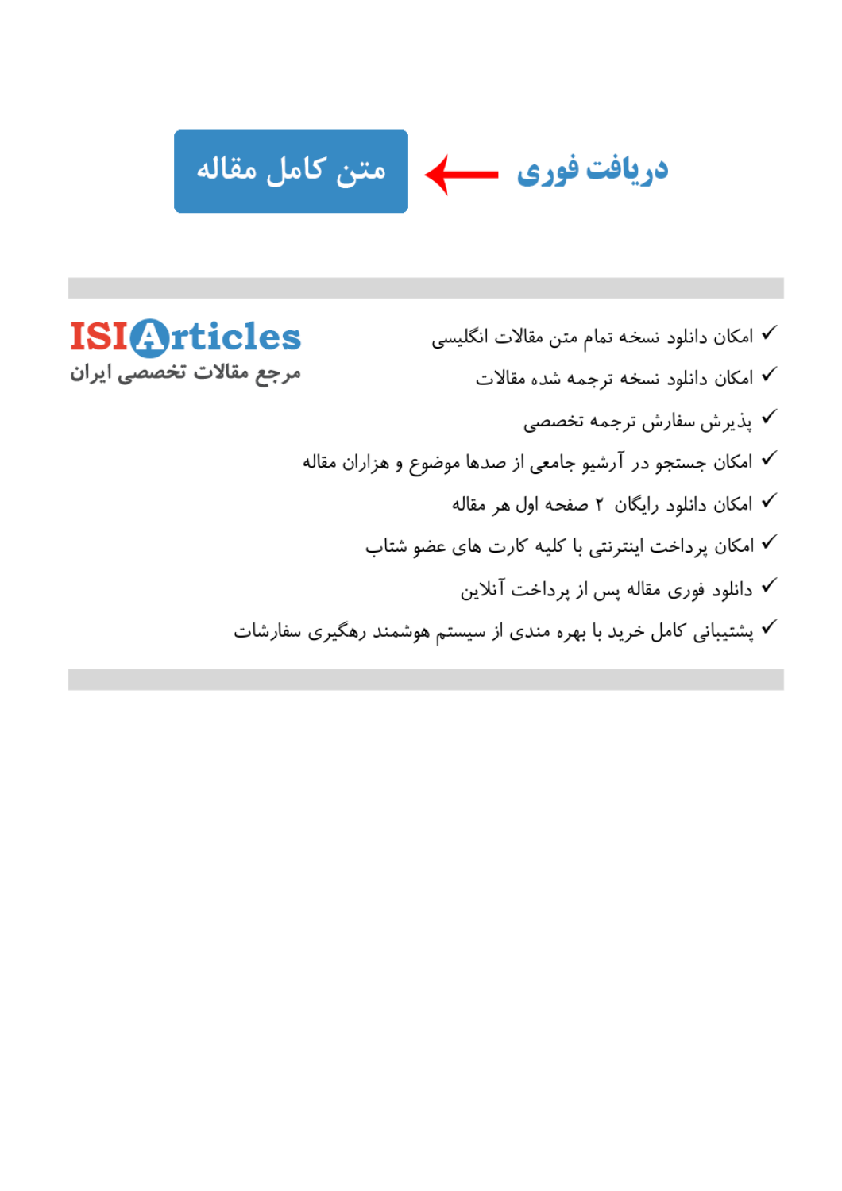دریافت فوری ← **متن کامل مقاله**

**ISIArticles**
مرجع مقالات تخصصی ایران

- ✓ امکان دانلود نسخه تمام متن مقالات انگلیسی
- ✓ امکان دانلود نسخه ترجمه شده مقالات
- ✓ پذیرش سفارش ترجمه تخصصی
- ✓ امکان جستجو در آرشیو جامعی از صدها موضوع و هزاران مقاله
- ✓ امکان دانلود رایگان ۲ صفحه اول هر مقاله
- ✓ امکان پرداخت اینترنتی با کلیه کارت های عضو شتاب
- ✓ دانلود فوری مقاله پس از پرداخت آنلاین
- ✓ پشتیبانی کامل خرید با بهره مندی از سیستم هوشمند رهگیری سفارشات